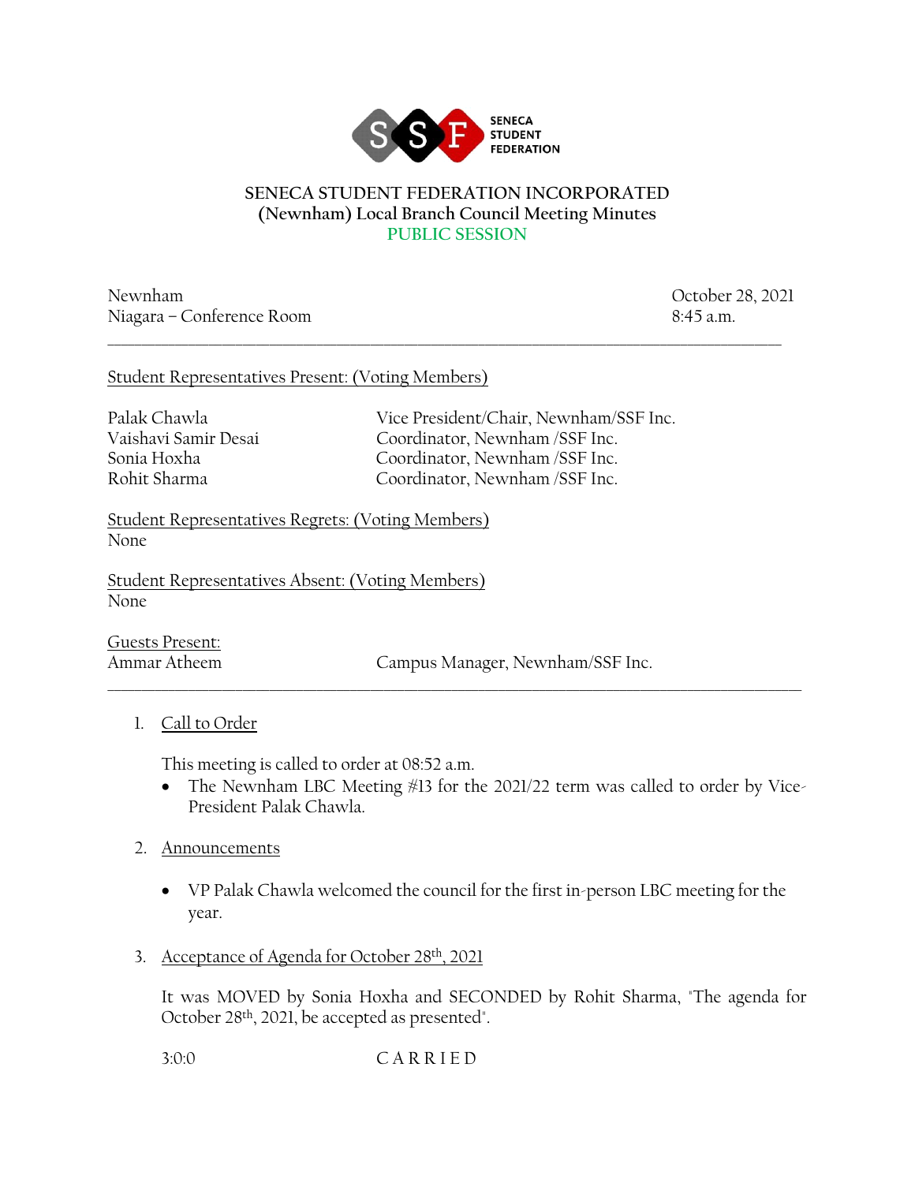SENECA STUDENT FEDERATION

# SENECA STUDENT FEDERATION INCORPORATED
## (Newnham) Local Branch Council Meeting Minutes
### PUBLIC SESSION

Newnham
Niagara – Conference Room

October 28, 2021
8:45 a.m.

---

Student Representatives Present: (Voting Members)

| | |
|---|---|
| Palak Chawla | Vice President/Chair, Newnham/SSF Inc. |
| Vaishavi Samir Desai | Coordinator, Newnham /SSF Inc. |
| Sonia Hoxha | Coordinator, Newnham /SSF Inc. |
| Rohit Sharma | Coordinator, Newnham /SSF Inc. |

Student Representatives Regrets: (Voting Members)
None

Student Representatives Absent: (Voting Members)
None

Guests Present:

| | |
|---|---|
| Ammar Atheem | Campus Manager, Newnham/SSF Inc. |

---

1. Call to Order

   This meeting is called to order at 08:52 a.m.
   - The Newnham LBC Meeting #13 for the 2021/22 term was called to order by Vice-President Palak Chawla.

2. Announcements

   - VP Palak Chawla welcomed the council for the first in-person LBC meeting for the year.

3. Acceptance of Agenda for October 28th, 2021

   It was MOVED by Sonia Hoxha and SECONDED by Rohit Sharma, "The agenda for October 28th, 2021, be accepted as presented".

   3:0:0 C A R R I E D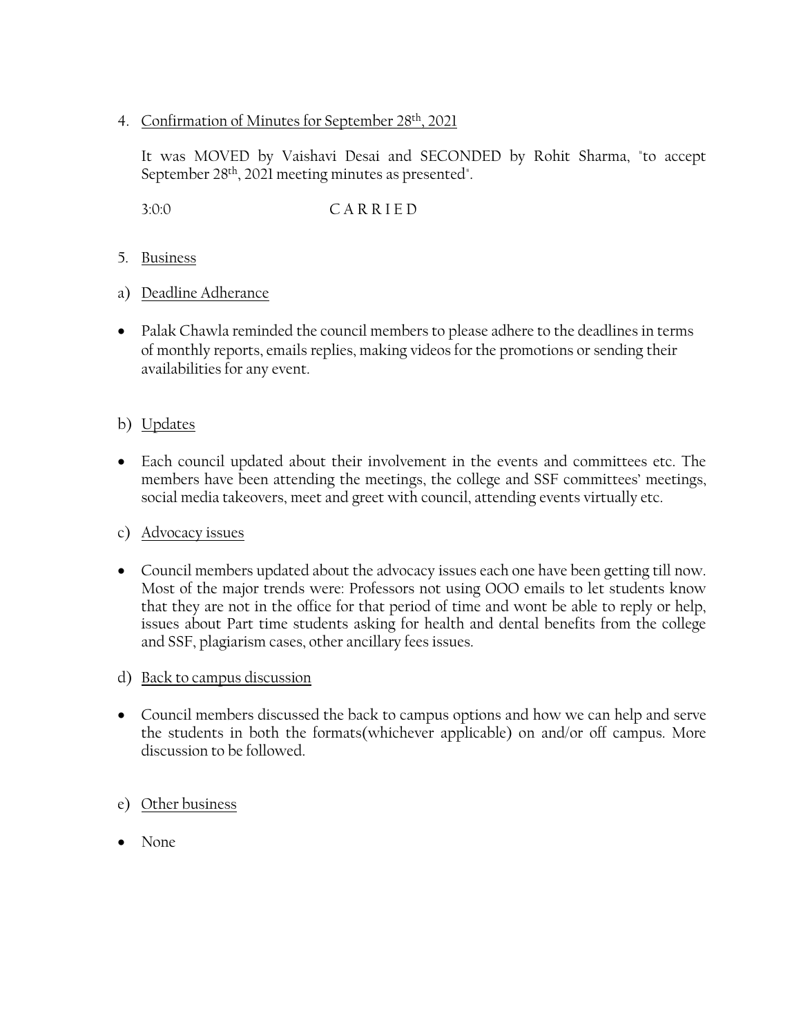4. Confirmation of Minutes for September 28th, 2021

   It was MOVED by Vaishavi Desai and SECONDED by Rohit Sharma, "to accept September 28th, 2021 meeting minutes as presented".

   3:0:0 C A R R I E D

5. Business

a) Deadline Adherance

- Palak Chawla reminded the council members to please adhere to the deadlines in terms of monthly reports, emails replies, making videos for the promotions or sending their availabilities for any event.

b) Updates

- Each council updated about their involvement in the events and committees etc. The members have been attending the meetings, the college and SSF committees' meetings, social media takeovers, meet and greet with council, attending events virtually etc.

c) Advocacy issues

- Council members updated about the advocacy issues each one have been getting till now. Most of the major trends were: Professors not using OOO emails to let students know that they are not in the office for that period of time and wont be able to reply or help, issues about Part time students asking for health and dental benefits from the college and SSF, plagiarism cases, other ancillary fees issues.

d) Back to campus discussion

- Council members discussed the back to campus options and how we can help and serve the students in both the formats(whichever applicable) on and/or off campus. More discussion to be followed.

e) Other business

- None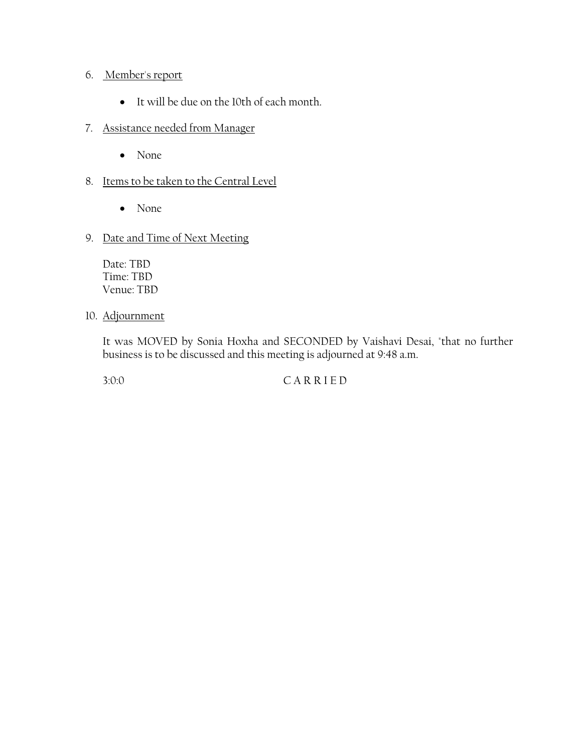6. Member's report

   - It will be due on the 10th of each month.

7. Assistance needed from Manager

   - None

8. Items to be taken to the Central Level

   - None

9. Date and Time of Next Meeting

   Date: TBD
   Time: TBD
   Venue: TBD

10. Adjournment

    It was MOVED by Sonia Hoxha and SECONDED by Vaishavi Desai, "that no further business is to be discussed and this meeting is adjourned at 9:48 a.m.

    3:0:0 C A R R I E D